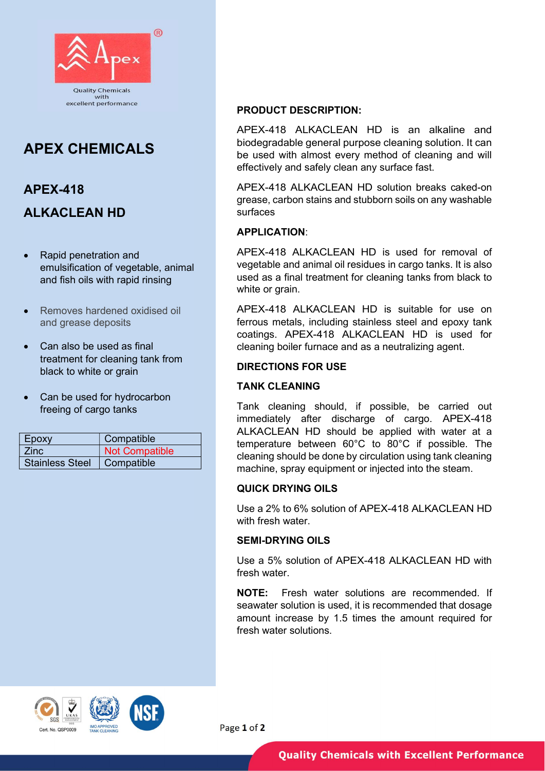# APEX CHEMICALS

## APEX-418

## ALKACLEAN HD

- Rapid penetration and emulsification of vegetable, animal and fish oils with rapid rinsing
- Removes hardened oxidised oil and grease deposits
- Can also be used as final treatment for cleaning tank from black to white or grain
- Can be used for hydrocarbon freeing of cargo tanks

| Epoxy | Compatible |
|---|---|
| Zinc | Not Compatible |
| Stainless Steel | Compatible |

### PRODUCT DESCRIPTION:

APEX-418 ALKACLEAN HD is an alkaline and biodegradable general purpose cleaning solution. It can be used with almost every method of cleaning and will effectively and safely clean any surface fast.

APEX-418 ALKACLEAN HD solution breaks caked-on grease, carbon stains and stubborn soils on any washable surfaces

### APPLICATION:

APEX-418 ALKACLEAN HD is used for removal of vegetable and animal oil residues in cargo tanks. It is also used as a final treatment for cleaning tanks from black to white or grain.

APEX-418 ALKACLEAN HD is suitable for use on ferrous metals, including stainless steel and epoxy tank coatings. APEX-418 ALKACLEAN HD is used for cleaning boiler furnace and as a neutralizing agent.

### DIRECTIONS FOR USE

### TANK CLEANING

Tank cleaning should, if possible, be carried out immediately after discharge of cargo. APEX-418 ALKACLEAN HD should be applied with water at a temperature between 60°C to 80°C if possible. The cleaning should be done by circulation using tank cleaning machine, spray equipment or injected into the steam.

### QUICK DRYING OILS

Use a 2% to 6% solution of APEX-418 ALKACLEAN HD with fresh water.

### SEMI-DRYING OILS

Use a 5% solution of APEX-418 ALKACLEAN HD with fresh water.

**NOTE:** Fresh water solutions are recommended. If seawater solution is used, it is recommended that dosage amount increase by 1.5 times the amount required for fresh water solutions.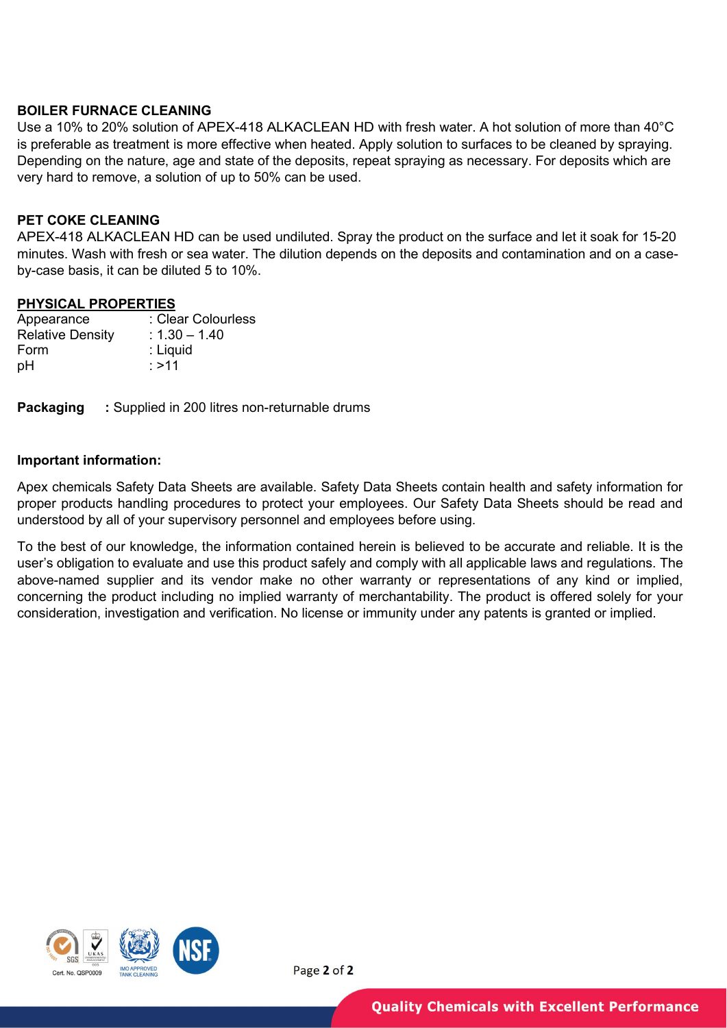**BOILER FURNACE CLEANING**

Use a 10% to 20% solution of APEX-418 ALKACLEAN HD with fresh water. A hot solution of more than 40°C is preferable as treatment is more effective when heated. Apply solution to surfaces to be cleaned by spraying. Depending on the nature, age and state of the deposits, repeat spraying as necessary. For deposits which are very hard to remove, a solution of up to 50% can be used.

**PET COKE CLEANING**

APEX-418 ALKACLEAN HD can be used undiluted. Spray the product on the surface and let it soak for 15-20 minutes. Wash with fresh or sea water. The dilution depends on the deposits and contamination and on a case-by-case basis, it can be diluted 5 to 10%.

**PHYSICAL PROPERTIES**

| | |
|---|---|
| Appearance | : Clear Colourless |
| Relative Density | : 1.30 – 1.40 |
| Form | : Liquid |
| pH | : >11 |

**Packaging : ** Supplied in 200 litres non-returnable drums

**Important information:**

Apex chemicals Safety Data Sheets are available. Safety Data Sheets contain health and safety information for proper products handling procedures to protect your employees. Our Safety Data Sheets should be read and understood by all of your supervisory personnel and employees before using.

To the best of our knowledge, the information contained herein is believed to be accurate and reliable. It is the user's obligation to evaluate and use this product safely and comply with all applicable laws and regulations. The above-named supplier and its vendor make no other warranty or representations of any kind or implied, concerning the product including no implied warranty of merchantability. The product is offered solely for your consideration, investigation and verification. No license or immunity under any patents is granted or implied.

Cert. No. QSP0009

IMO APPROVED TANK CLEANING

Quality Chemicals with Excellent Performance